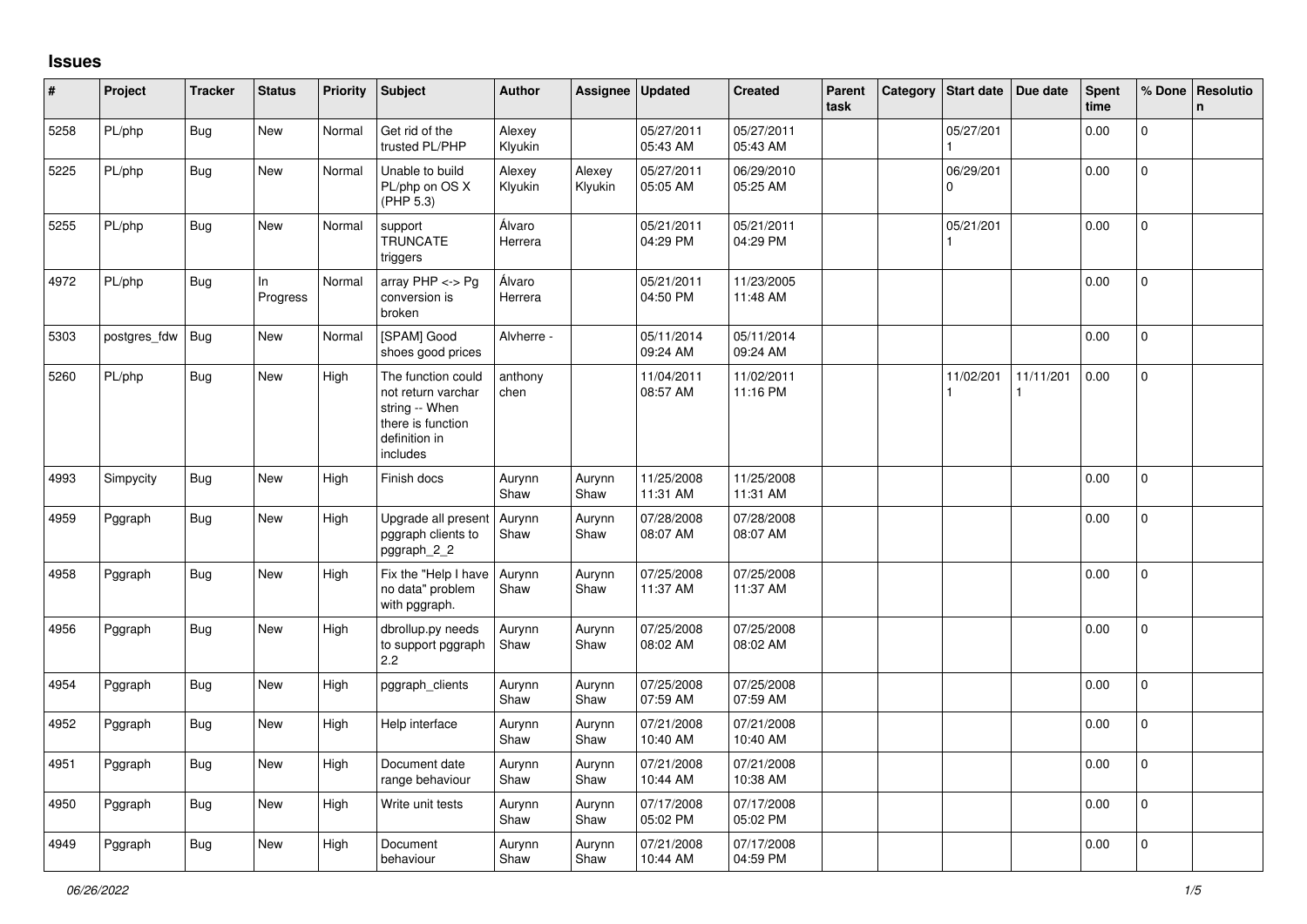## Issues

| # | Project | Tracker | Status | Priority | Subject | Author | Assignee | Updated | Created | Parent task | Category | Start date | Due date | Spent time | % Done | Resolution |
|---|---|---|---|---|---|---|---|---|---|---|---|---|---|---|---|---|
| 5258 | PL/php | Bug | New | Normal | Get rid of the trusted PL/PHP | Alexey Klyukin | | 05/27/2011 05:43 AM | 05/27/2011 05:43 AM | | | 05/27/2011 | | 0.00 | 0 | |
| 5225 | PL/php | Bug | New | Normal | Unable to build PL/php on OS X (PHP 5.3) | Alexey Klyukin | Alexey Klyukin | 05/27/2011 05:05 AM | 06/29/2010 05:25 AM | | | 06/29/2010 | | 0.00 | 0 | |
| 5255 | PL/php | Bug | New | Normal | support TRUNCATE triggers | Álvaro Herrera | | 05/21/2011 04:29 PM | 05/21/2011 04:29 PM | | | 05/21/2011 | | 0.00 | 0 | |
| 4972 | PL/php | Bug | In Progress | Normal | array PHP <-> Pg conversion is broken | Álvaro Herrera | | 05/21/2011 04:50 PM | 11/23/2005 11:48 AM | | | | | 0.00 | 0 | |
| 5303 | postgres_fdw | Bug | New | Normal | [SPAM] Good shoes good prices | Alvherre - | | 05/11/2014 09:24 AM | 05/11/2014 09:24 AM | | | | | 0.00 | 0 | |
| 5260 | PL/php | Bug | New | High | The function could not return varchar string -- When there is function definition in includes | anthony chen | | 11/04/2011 08:57 AM | 11/02/2011 11:16 PM | | | 11/02/2011 | 11/11/2011 | 0.00 | 0 | |
| 4993 | Simpycity | Bug | New | High | Finish docs | Aurynn Shaw | Aurynn Shaw | 11/25/2008 11:31 AM | 11/25/2008 11:31 AM | | | | | 0.00 | 0 | |
| 4959 | Pggraph | Bug | New | High | Upgrade all present pggraph clients to pggraph_2_2 | Aurynn Shaw | Aurynn Shaw | 07/28/2008 08:07 AM | 07/28/2008 08:07 AM | | | | | 0.00 | 0 | |
| 4958 | Pggraph | Bug | New | High | Fix the "Help I have no data" problem with pggraph. | Aurynn Shaw | Aurynn Shaw | 07/25/2008 11:37 AM | 07/25/2008 11:37 AM | | | | | 0.00 | 0 | |
| 4956 | Pggraph | Bug | New | High | dbrollup.py needs to support pggraph 2.2 | Aurynn Shaw | Aurynn Shaw | 07/25/2008 08:02 AM | 07/25/2008 08:02 AM | | | | | 0.00 | 0 | |
| 4954 | Pggraph | Bug | New | High | pggraph_clients | Aurynn Shaw | Aurynn Shaw | 07/25/2008 07:59 AM | 07/25/2008 07:59 AM | | | | | 0.00 | 0 | |
| 4952 | Pggraph | Bug | New | High | Help interface | Aurynn Shaw | Aurynn Shaw | 07/21/2008 10:40 AM | 07/21/2008 10:40 AM | | | | | 0.00 | 0 | |
| 4951 | Pggraph | Bug | New | High | Document date range behaviour | Aurynn Shaw | Aurynn Shaw | 07/21/2008 10:44 AM | 07/21/2008 10:38 AM | | | | | 0.00 | 0 | |
| 4950 | Pggraph | Bug | New | High | Write unit tests | Aurynn Shaw | Aurynn Shaw | 07/17/2008 05:02 PM | 07/17/2008 05:02 PM | | | | | 0.00 | 0 | |
| 4949 | Pggraph | Bug | New | High | Document behaviour | Aurynn Shaw | Aurynn Shaw | 07/21/2008 10:44 AM | 07/17/2008 04:59 PM | | | | | 0.00 | 0 | |

*06/26/2022*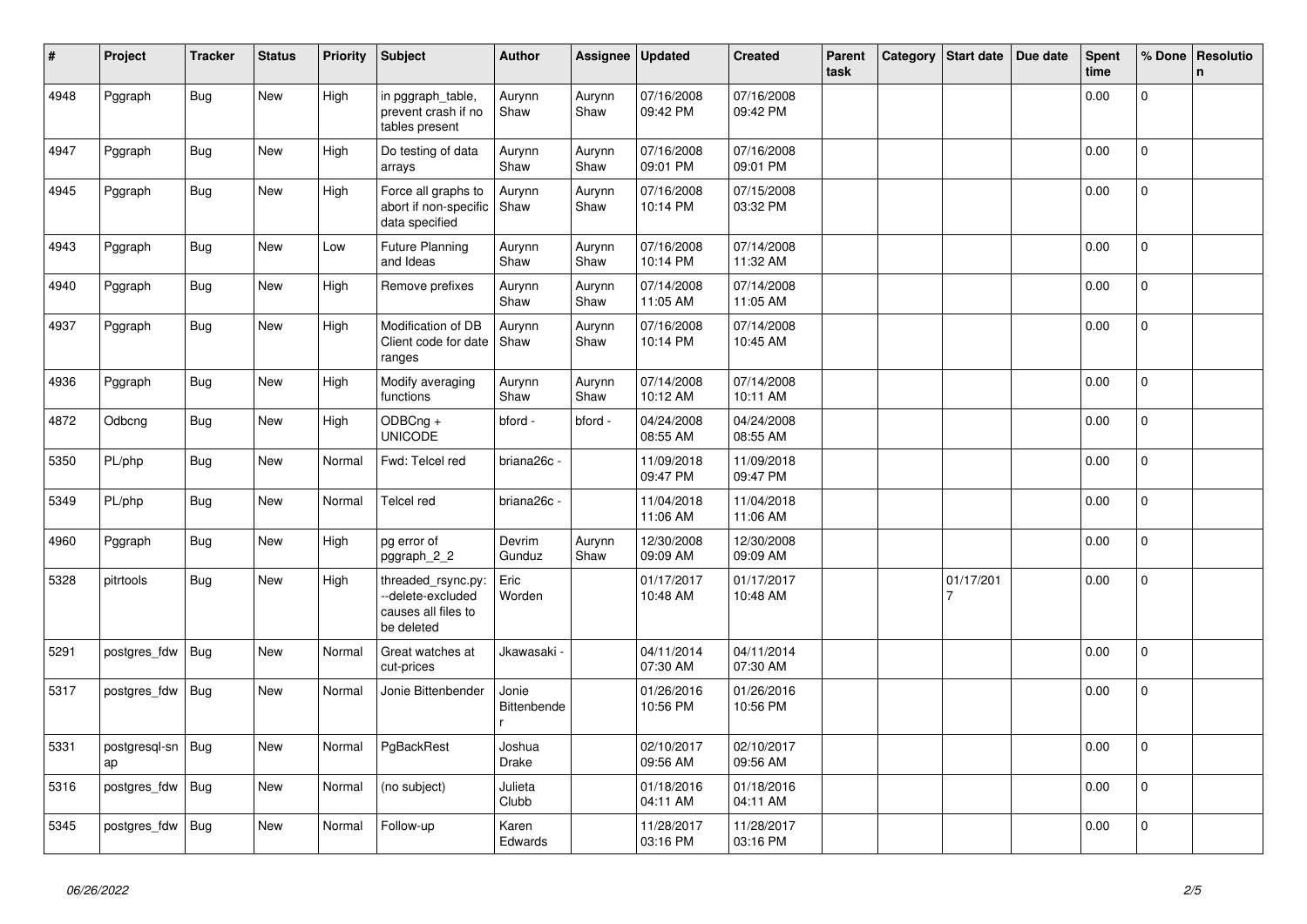| # | Project | Tracker | Status | Priority | Subject | Author | Assignee | Updated | Created | Parent task | Category | Start date | Due date | Spent time | % Done | Resolution |
|---|---|---|---|---|---|---|---|---|---|---|---|---|---|---|---|---|
| 4948 | Pggraph | Bug | New | High | in pggraph_table, prevent crash if no tables present | Aurynn Shaw | Aurynn Shaw | 07/16/2008 09:42 PM | 07/16/2008 09:42 PM | | | | | 0.00 | 0 | |
| 4947 | Pggraph | Bug | New | High | Do testing of data arrays | Aurynn Shaw | Aurynn Shaw | 07/16/2008 09:01 PM | 07/16/2008 09:01 PM | | | | | 0.00 | 0 | |
| 4945 | Pggraph | Bug | New | High | Force all graphs to abort if non-specific data specified | Aurynn Shaw | Aurynn Shaw | 07/16/2008 10:14 PM | 07/15/2008 03:32 PM | | | | | 0.00 | 0 | |
| 4943 | Pggraph | Bug | New | Low | Future Planning and Ideas | Aurynn Shaw | Aurynn Shaw | 07/16/2008 10:14 PM | 07/14/2008 11:32 AM | | | | | 0.00 | 0 | |
| 4940 | Pggraph | Bug | New | High | Remove prefixes | Aurynn Shaw | Aurynn Shaw | 07/14/2008 11:05 AM | 07/14/2008 11:05 AM | | | | | 0.00 | 0 | |
| 4937 | Pggraph | Bug | New | High | Modification of DB Client code for date ranges | Aurynn Shaw | Aurynn Shaw | 07/16/2008 10:14 PM | 07/14/2008 10:45 AM | | | | | 0.00 | 0 | |
| 4936 | Pggraph | Bug | New | High | Modify averaging functions | Aurynn Shaw | Aurynn Shaw | 07/14/2008 10:12 AM | 07/14/2008 10:11 AM | | | | | 0.00 | 0 | |
| 4872 | Odbcng | Bug | New | High | ODBCng + UNICODE | bford - | bford - | 04/24/2008 08:55 AM | 04/24/2008 08:55 AM | | | | | 0.00 | 0 | |
| 5350 | PL/php | Bug | New | Normal | Fwd: Telcel red | briana26c - | | 11/09/2018 09:47 PM | 11/09/2018 09:47 PM | | | | | 0.00 | 0 | |
| 5349 | PL/php | Bug | New | Normal | Telcel red | briana26c - | | 11/04/2018 11:06 AM | 11/04/2018 11:06 AM | | | | | 0.00 | 0 | |
| 4960 | Pggraph | Bug | New | High | pg error of pggraph_2_2 | Devrim Gunduz | Aurynn Shaw | 12/30/2008 09:09 AM | 12/30/2008 09:09 AM | | | | | 0.00 | 0 | |
| 5328 | pitrtools | Bug | New | High | threaded_rsync.py: --delete-excluded causes all files to be deleted | Eric Worden | | 01/17/2017 10:48 AM | 01/17/2017 10:48 AM | | | 01/17/2017 | | 0.00 | 0 | |
| 5291 | postgres_fdw | Bug | New | Normal | Great watches at cut-prices | Jkawasaki - | | 04/11/2014 07:30 AM | 04/11/2014 07:30 AM | | | | | 0.00 | 0 | |
| 5317 | postgres_fdw | Bug | New | Normal | Jonie Bittenbender | Jonie Bittenbender | | 01/26/2016 10:56 PM | 01/26/2016 10:56 PM | | | | | 0.00 | 0 | |
| 5331 | postgresql-snap | Bug | New | Normal | PgBackRest | Joshua Drake | | 02/10/2017 09:56 AM | 02/10/2017 09:56 AM | | | | | 0.00 | 0 | |
| 5316 | postgres_fdw | Bug | New | Normal | (no subject) | Julieta Clubb | | 01/18/2016 04:11 AM | 01/18/2016 04:11 AM | | | | | 0.00 | 0 | |
| 5345 | postgres_fdw | Bug | New | Normal | Follow-up | Karen Edwards | | 11/28/2017 03:16 PM | 11/28/2017 03:16 PM | | | | | 0.00 | 0 | |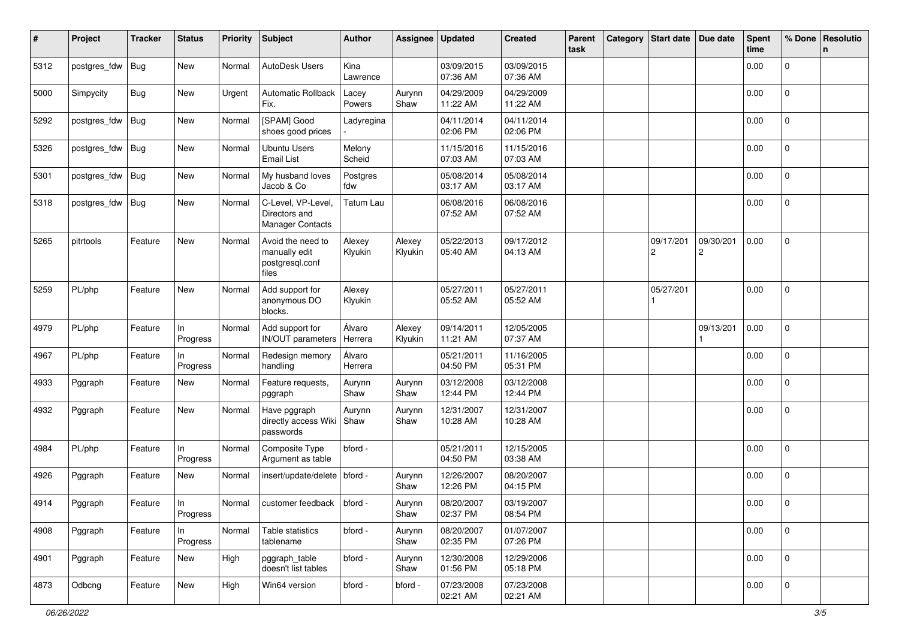| # | Project | Tracker | Status | Priority | Subject | Author | Assignee | Updated | Created | Parent task | Category | Start date | Due date | Spent time | % Done | Resolution |
|---|---|---|---|---|---|---|---|---|---|---|---|---|---|---|---|---|
| 5312 | postgres_fdw | Bug | New | Normal | AutoDesk Users | Kina Lawrence | | 03/09/2015 07:36 AM | 03/09/2015 07:36 AM | | | | | 0.00 | 0 | |
| 5000 | Simpycity | Bug | New | Urgent | Automatic Rollback Fix. | Lacey Powers | Aurynn Shaw | 04/29/2009 11:22 AM | 04/29/2009 11:22 AM | | | | | 0.00 | 0 | |
| 5292 | postgres_fdw | Bug | New | Normal | [SPAM] Good shoes good prices | Ladyregina - | | 04/11/2014 02:06 PM | 04/11/2014 02:06 PM | | | | | 0.00 | 0 | |
| 5326 | postgres_fdw | Bug | New | Normal | Ubuntu Users Email List | Melony Scheid | | 11/15/2016 07:03 AM | 11/15/2016 07:03 AM | | | | | 0.00 | 0 | |
| 5301 | postgres_fdw | Bug | New | Normal | My husband loves Jacob & Co | Postgres fdw | | 05/08/2014 03:17 AM | 05/08/2014 03:17 AM | | | | | 0.00 | 0 | |
| 5318 | postgres_fdw | Bug | New | Normal | C-Level, VP-Level, Directors and Manager Contacts | Tatum Lau | | 06/08/2016 07:52 AM | 06/08/2016 07:52 AM | | | | | 0.00 | 0 | |
| 5265 | pitrtools | Feature | New | Normal | Avoid the need to manually edit postgresql.conf files | Alexey Klyukin | Alexey Klyukin | 05/22/2013 05:40 AM | 09/17/2012 04:13 AM | | | 09/17/2012 | 09/30/2012 | 0.00 | 0 | |
| 5259 | PL/php | Feature | New | Normal | Add support for anonymous DO blocks. | Alexey Klyukin | | 05/27/2011 05:52 AM | 05/27/2011 05:52 AM | | | 05/27/2011 | | 0.00 | 0 | |
| 4979 | PL/php | Feature | In Progress | Normal | Add support for IN/OUT parameters | Álvaro Herrera | Alexey Klyukin | 09/14/2011 11:21 AM | 12/05/2005 07:37 AM | | | | 09/13/2011 | 0.00 | 0 | |
| 4967 | PL/php | Feature | In Progress | Normal | Redesign memory handling | Álvaro Herrera | | 05/21/2011 04:50 PM | 11/16/2005 05:31 PM | | | | | 0.00 | 0 | |
| 4933 | Pggraph | Feature | New | Normal | Feature requests, pggraph | Aurynn Shaw | Aurynn Shaw | 03/12/2008 12:44 PM | 03/12/2008 12:44 PM | | | | | 0.00 | 0 | |
| 4932 | Pggraph | Feature | New | Normal | Have pggraph directly access Wiki passwords | Aurynn Shaw | Aurynn Shaw | 12/31/2007 10:28 AM | 12/31/2007 10:28 AM | | | | | 0.00 | 0 | |
| 4984 | PL/php | Feature | In Progress | Normal | Composite Type Argument as table | bford - | | 05/21/2011 04:50 PM | 12/15/2005 03:38 AM | | | | | 0.00 | 0 | |
| 4926 | Pggraph | Feature | New | Normal | insert/update/delete | bford - | Aurynn Shaw | 12/26/2007 12:26 PM | 08/20/2007 04:15 PM | | | | | 0.00 | 0 | |
| 4914 | Pggraph | Feature | In Progress | Normal | customer feedback | bford - | Aurynn Shaw | 08/20/2007 02:37 PM | 03/19/2007 08:54 PM | | | | | 0.00 | 0 | |
| 4908 | Pggraph | Feature | In Progress | Normal | Table statistics tablename | bford - | Aurynn Shaw | 08/20/2007 02:35 PM | 01/07/2007 07:26 PM | | | | | 0.00 | 0 | |
| 4901 | Pggraph | Feature | New | High | pggraph_table doesn't list tables | bford - | Aurynn Shaw | 12/30/2008 01:56 PM | 12/29/2006 05:18 PM | | | | | 0.00 | 0 | |
| 4873 | Odbcng | Feature | New | High | Win64 version | bford - | bford - | 07/23/2008 02:21 AM | 07/23/2008 02:21 AM | | | | | 0.00 | 0 | |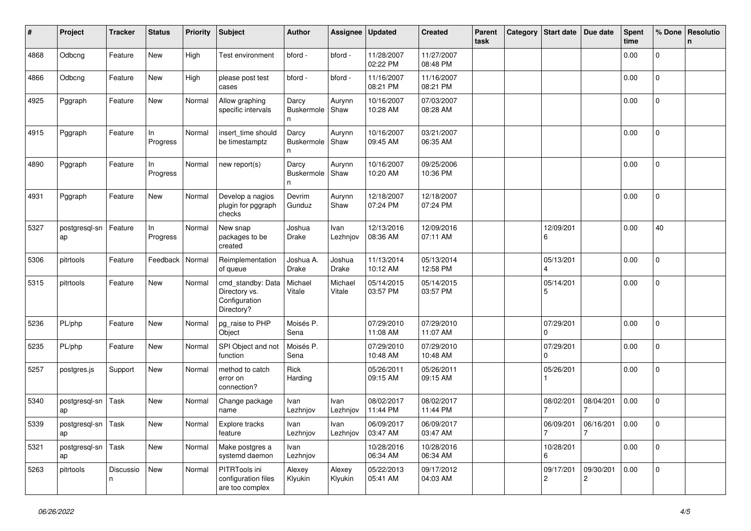| # | Project | Tracker | Status | Priority | Subject | Author | Assignee | Updated | Created | Parent task | Category | Start date | Due date | Spent time | % Done | Resolution |
|---|---|---|---|---|---|---|---|---|---|---|---|---|---|---|---|---|
| 4868 | Odbcng | Feature | New | High | Test environment | bford - | bford - | 11/28/2007 02:22 PM | 11/27/2007 08:48 PM | | | | | 0.00 | 0 | |
| 4866 | Odbcng | Feature | New | High | please post test cases | bford - | bford - | 11/16/2007 08:21 PM | 11/16/2007 08:21 PM | | | | | 0.00 | 0 | |
| 4925 | Pggraph | Feature | New | Normal | Allow graphing specific intervals | Darcy Buskermolen | Aurynn Shaw | 10/16/2007 10:28 AM | 07/03/2007 08:28 AM | | | | | 0.00 | 0 | |
| 4915 | Pggraph | Feature | In Progress | Normal | insert_time should be timestamptz | Darcy Buskermolen | Aurynn Shaw | 10/16/2007 09:45 AM | 03/21/2007 06:35 AM | | | | | 0.00 | 0 | |
| 4890 | Pggraph | Feature | In Progress | Normal | new report(s) | Darcy Buskermolen | Aurynn Shaw | 10/16/2007 10:20 AM | 09/25/2006 10:36 PM | | | | | 0.00 | 0 | |
| 4931 | Pggraph | Feature | New | Normal | Develop a nagios plugin for pggraph checks | Devrim Gunduz | Aurynn Shaw | 12/18/2007 07:24 PM | 12/18/2007 07:24 PM | | | | | 0.00 | 0 | |
| 5327 | postgresql-snap | Feature | In Progress | Normal | New snap packages to be created | Joshua Drake | Ivan Lezhnjov | 12/13/2016 08:36 AM | 12/09/2016 07:11 AM | | | 12/09/2016 | | 0.00 | 40 | |
| 5306 | pitrtools | Feature | Feedback | Normal | Reimplementation of queue | Joshua A. Drake | Joshua Drake | 11/13/2014 10:12 AM | 05/13/2014 12:58 PM | | | 05/13/2014 | | 0.00 | 0 | |
| 5315 | pitrtools | Feature | New | Normal | cmd_standby: Data Directory vs. Configuration Directory? | Michael Vitale | Michael Vitale | 05/14/2015 03:57 PM | 05/14/2015 03:57 PM | | | 05/14/2015 | | 0.00 | 0 | |
| 5236 | PL/php | Feature | New | Normal | pg_raise to PHP Object | Moisés P. Sena | | 07/29/2010 11:08 AM | 07/29/2010 11:07 AM | | | 07/29/2010 | | 0.00 | 0 | |
| 5235 | PL/php | Feature | New | Normal | SPI Object and not function | Moisés P. Sena | | 07/29/2010 10:48 AM | 07/29/2010 10:48 AM | | | 07/29/2010 | | 0.00 | 0 | |
| 5257 | postgres.js | Support | New | Normal | method to catch error on connection? | Rick Harding | | 05/26/2011 09:15 AM | 05/26/2011 09:15 AM | | | 05/26/2011 | | 0.00 | 0 | |
| 5340 | postgresql-snap | Task | New | Normal | Change package name | Ivan Lezhnjov | Ivan Lezhnjov | 08/02/2017 11:44 PM | 08/02/2017 11:44 PM | | | 08/02/2017 | 08/04/2017 | 0.00 | 0 | |
| 5339 | postgresql-snap | Task | New | Normal | Explore tracks feature | Ivan Lezhnjov | Ivan Lezhnjov | 06/09/2017 03:47 AM | 06/09/2017 03:47 AM | | | 06/09/2017 | 06/16/2017 | 0.00 | 0 | |
| 5321 | postgresql-snap | Task | New | Normal | Make postgres a systemd daemon | Ivan Lezhnjov | | 10/28/2016 06:34 AM | 10/28/2016 06:34 AM | | | 10/28/2016 | | 0.00 | 0 | |
| 5263 | pitrtools | Discussion | New | Normal | PITRTools ini configuration files are too complex | Alexey Klyukin | Alexey Klyukin | 05/22/2013 05:41 AM | 09/17/2012 04:03 AM | | | 09/17/2012 | 09/30/2012 | 0.00 | 0 | |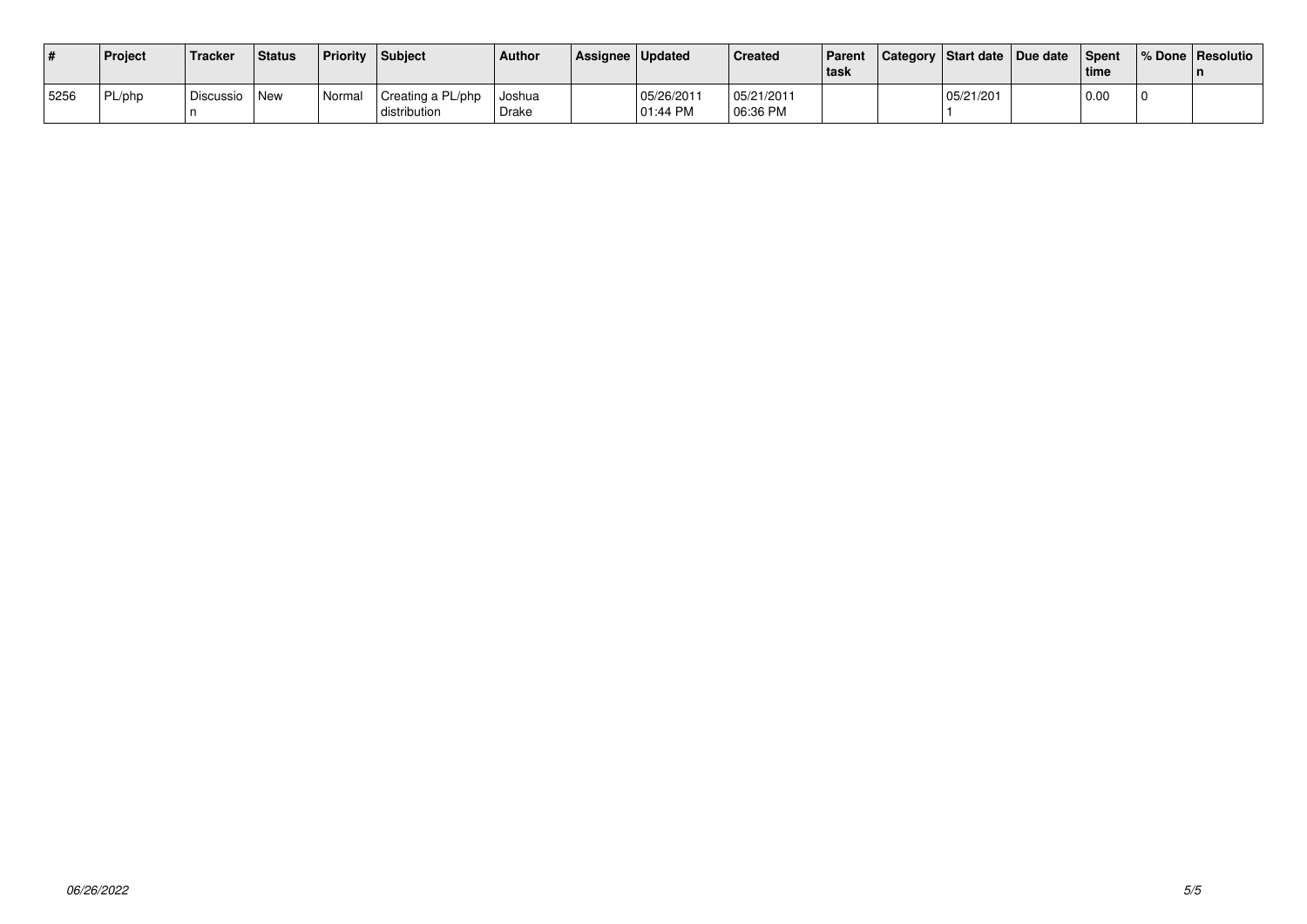| # | Project | Tracker | Status | Priority | Subject | Author | Assignee | Updated | Created | Parent task | Category | Start date | Due date | Spent time | % Done | Resolution |
|---|---|---|---|---|---|---|---|---|---|---|---|---|---|---|---|---|
| 5256 | PL/php | Discussion | New | Normal | Creating a PL/php distribution | Joshua Drake | | 05/26/2011 01:44 PM | 05/21/2011 06:36 PM | | | 05/21/2011 | | 0.00 | 0 | |